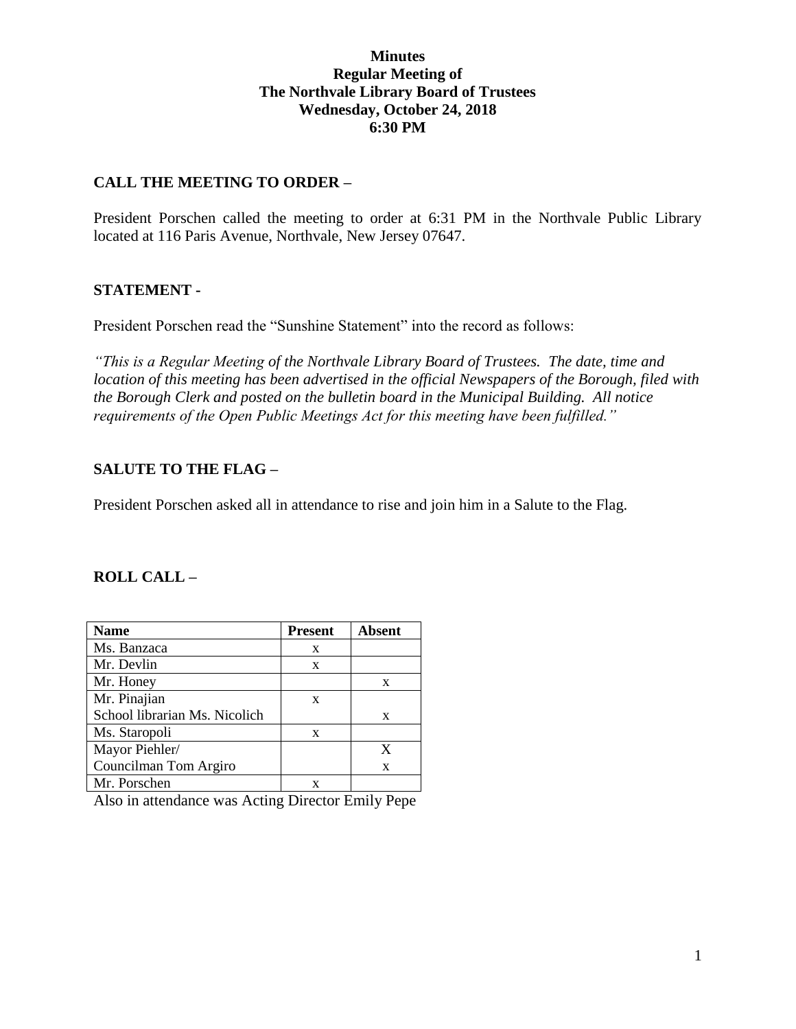# Minutes
## Regular Meeting of
## The Northvale Library Board of Trustees
## Wednesday, October 24, 2018
## 6:30 PM

### CALL THE MEETING TO ORDER –

President Porschen called the meeting to order at 6:31 PM in the Northvale Public Library located at 116 Paris Avenue, Northvale, New Jersey 07647.

### STATEMENT -

President Porschen read the "Sunshine Statement" into the record as follows:

*"This is a Regular Meeting of the Northvale Library Board of Trustees. The date, time and location of this meeting has been advertised in the official Newspapers of the Borough, filed with the Borough Clerk and posted on the bulletin board in the Municipal Building. All notice requirements of the Open Public Meetings Act for this meeting have been fulfilled."*

### SALUTE TO THE FLAG –

President Porschen asked all in attendance to rise and join him in a Salute to the Flag.

### ROLL CALL –

| Name | Present | Absent |
|---|---|---|
| Ms. Banzaca | x | |
| Mr. Devlin | x | |
| Mr. Honey | | x |
| Mr. Pinajian | x | |
| School librarian Ms. Nicolich | | x |
| Ms. Staropoli | x | |
| Mayor Piehler/ | | X |
| Councilman Tom Argiro | | x |
| Mr. Porschen | x | |

Also in attendance was Acting Director Emily Pepe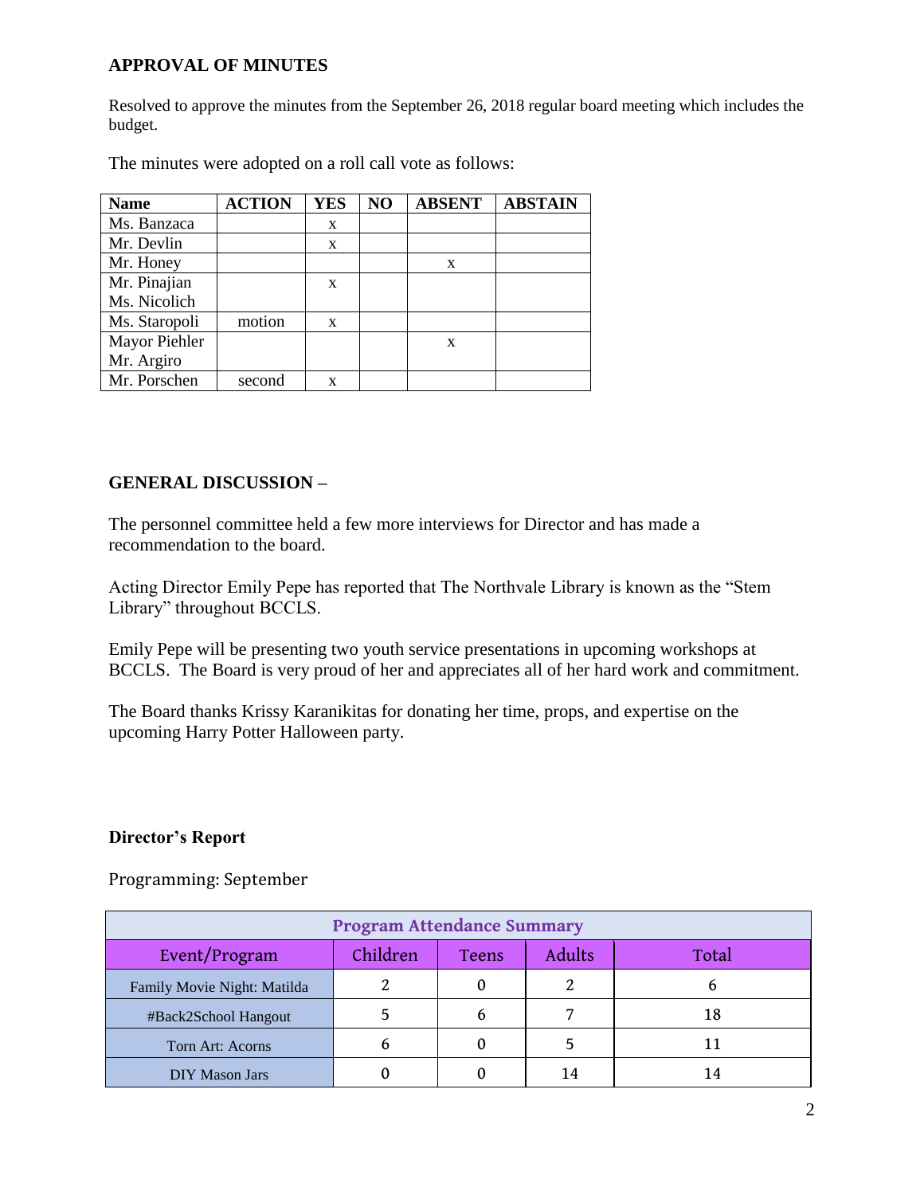**APPROVAL OF MINUTES**

Resolved to approve the minutes from the September 26, 2018 regular board meeting which includes the budget.

The minutes were adopted on a roll call vote as follows:

| Name | ACTION | YES | NO | ABSENT | ABSTAIN |
|---|---|---|---|---|---|
| Ms. Banzaca | | x | | | |
| Mr. Devlin | | x | | | |
| Mr. Honey | | | | x | |
| Mr. Pinajian | | x | | | |
| Ms. Nicolich | | | | | |
| Ms. Staropoli | motion | x | | | |
| Mayor Piehler | | | | x | |
| Mr. Argiro | | | | | |
| Mr. Porschen | second | x | | | |

**GENERAL DISCUSSION –**

The personnel committee held a few more interviews for Director and has made a recommendation to the board.

Acting Director Emily Pepe has reported that The Northvale Library is known as the "Stem Library" throughout BCCLS.

Emily Pepe will be presenting two youth service presentations in upcoming workshops at BCCLS. The Board is very proud of her and appreciates all of her hard work and commitment.

The Board thanks Krissy Karanikitas for donating her time, props, and expertise on the upcoming Harry Potter Halloween party.

**Director's Report**

Programming: September

| Program Attendance Summary | | | | |
|---|---|---|---|---|
| Event/Program | Children | Teens | Adults | Total |
| Family Movie Night: Matilda | 2 | 0 | 2 | 6 |
| #Back2School Hangout | 5 | 6 | 7 | 18 |
| Torn Art: Acorns | 6 | 0 | 5 | 11 |
| DIY Mason Jars | 0 | 0 | 14 | 14 |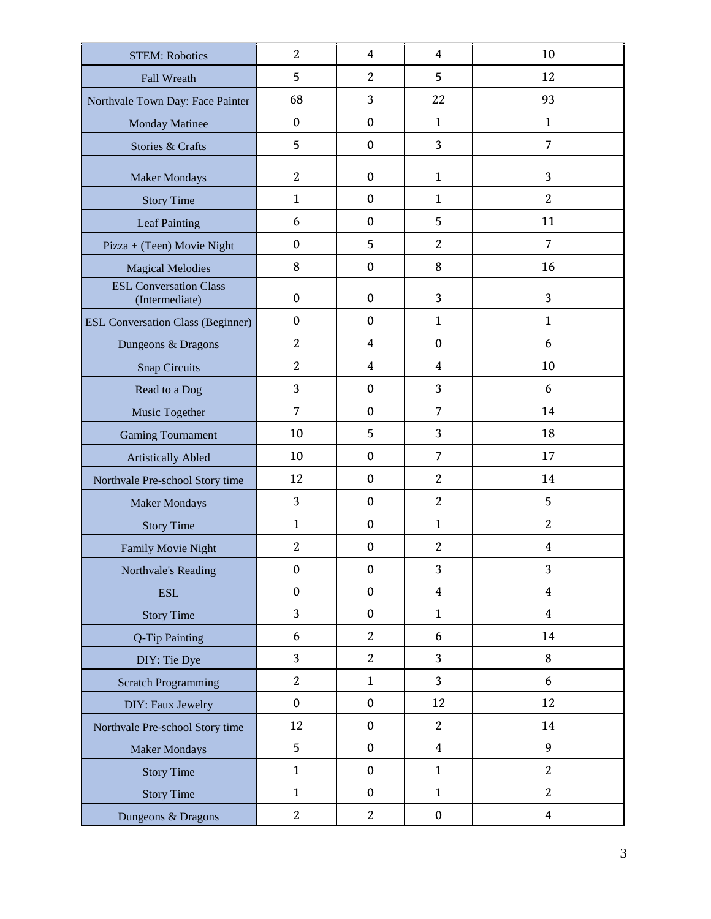| | | | | |
|---|---|---|---|---|
| STEM: Robotics | 2 | 4 | 4 | 10 |
| Fall Wreath | 5 | 2 | 5 | 12 |
| Northvale Town Day: Face Painter | 68 | 3 | 22 | 93 |
| Monday Matinee | 0 | 0 | 1 | 1 |
| Stories & Crafts | 5 | 0 | 3 | 7 |
| Maker Mondays | 2 | 0 | 1 | 3 |
| Story Time | 1 | 0 | 1 | 2 |
| Leaf Painting | 6 | 0 | 5 | 11 |
| Pizza + (Teen) Movie Night | 0 | 5 | 2 | 7 |
| Magical Melodies | 8 | 0 | 8 | 16 |
| ESL Conversation Class (Intermediate) | 0 | 0 | 3 | 3 |
| ESL Conversation Class (Beginner) | 0 | 0 | 1 | 1 |
| Dungeons & Dragons | 2 | 4 | 0 | 6 |
| Snap Circuits | 2 | 4 | 4 | 10 |
| Read to a Dog | 3 | 0 | 3 | 6 |
| Music Together | 7 | 0 | 7 | 14 |
| Gaming Tournament | 10 | 5 | 3 | 18 |
| Artistically Abled | 10 | 0 | 7 | 17 |
| Northvale Pre-school Story time | 12 | 0 | 2 | 14 |
| Maker Mondays | 3 | 0 | 2 | 5 |
| Story Time | 1 | 0 | 1 | 2 |
| Family Movie Night | 2 | 0 | 2 | 4 |
| Northvale's Reading | 0 | 0 | 3 | 3 |
| ESL | 0 | 0 | 4 | 4 |
| Story Time | 3 | 0 | 1 | 4 |
| Q-Tip Painting | 6 | 2 | 6 | 14 |
| DIY: Tie Dye | 3 | 2 | 3 | 8 |
| Scratch Programming | 2 | 1 | 3 | 6 |
| DIY: Faux Jewelry | 0 | 0 | 12 | 12 |
| Northvale Pre-school Story time | 12 | 0 | 2 | 14 |
| Maker Mondays | 5 | 0 | 4 | 9 |
| Story Time | 1 | 0 | 1 | 2 |
| Story Time | 1 | 0 | 1 | 2 |
| Dungeons & Dragons | 2 | 2 | 0 | 4 |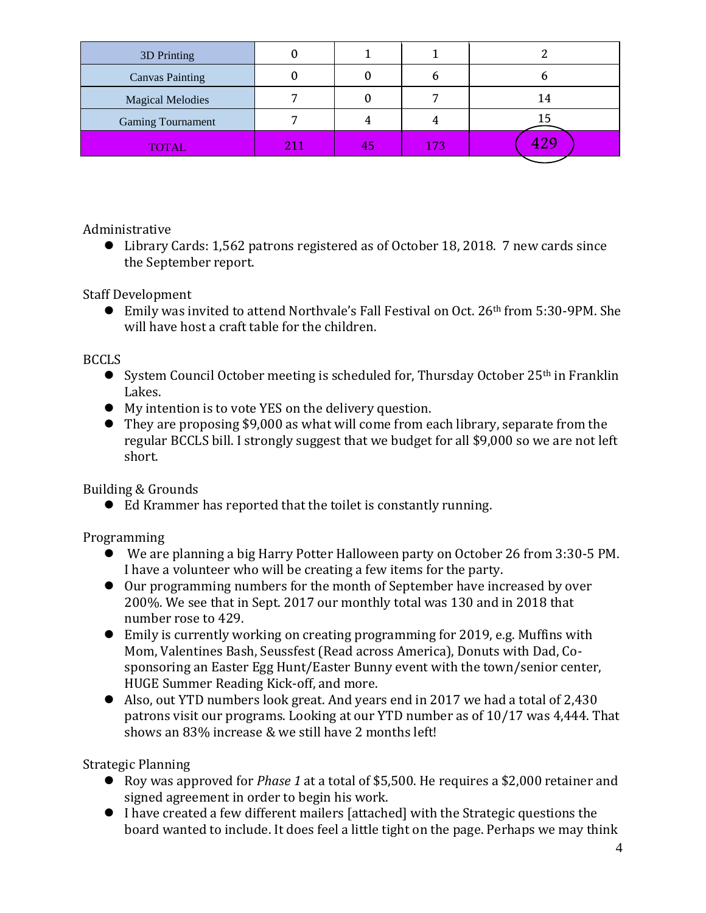| | | | | |
|---|---|---|---|---|
| 3D Printing | 0 | 1 | 1 | 2 |
| Canvas Painting | 0 | 0 | 6 | 6 |
| Magical Melodies | 7 | 0 | 7 | 14 |
| Gaming Tournament | 7 | 4 | 4 | 15 |
| TOTAL | 211 | 45 | 173 | 429 |

Administrative

- Library Cards: 1,562 patrons registered as of October 18, 2018. 7 new cards since the September report.

Staff Development

- Emily was invited to attend Northvale's Fall Festival on Oct. 26th from 5:30-9PM. She will have host a craft table for the children.

BCCLS

- System Council October meeting is scheduled for, Thursday October 25th in Franklin Lakes.
- My intention is to vote YES on the delivery question.
- They are proposing $9,000 as what will come from each library, separate from the regular BCCLS bill. I strongly suggest that we budget for all $9,000 so we are not left short.

Building & Grounds

- Ed Krammer has reported that the toilet is constantly running.

Programming

- We are planning a big Harry Potter Halloween party on October 26 from 3:30-5 PM. I have a volunteer who will be creating a few items for the party.
- Our programming numbers for the month of September have increased by over 200%. We see that in Sept. 2017 our monthly total was 130 and in 2018 that number rose to 429.
- Emily is currently working on creating programming for 2019, e.g. Muffins with Mom, Valentines Bash, Seussfest (Read across America), Donuts with Dad, Co-sponsoring an Easter Egg Hunt/Easter Bunny event with the town/senior center, HUGE Summer Reading Kick-off, and more.
- Also, out YTD numbers look great. And years end in 2017 we had a total of 2,430 patrons visit our programs. Looking at our YTD number as of 10/17 was 4,444. That shows an 83% increase & we still have 2 months left!

Strategic Planning

- Roy was approved for *Phase 1* at a total of $5,500. He requires a $2,000 retainer and signed agreement in order to begin his work.
- I have created a few different mailers [attached] with the Strategic questions the board wanted to include. It does feel a little tight on the page. Perhaps we may think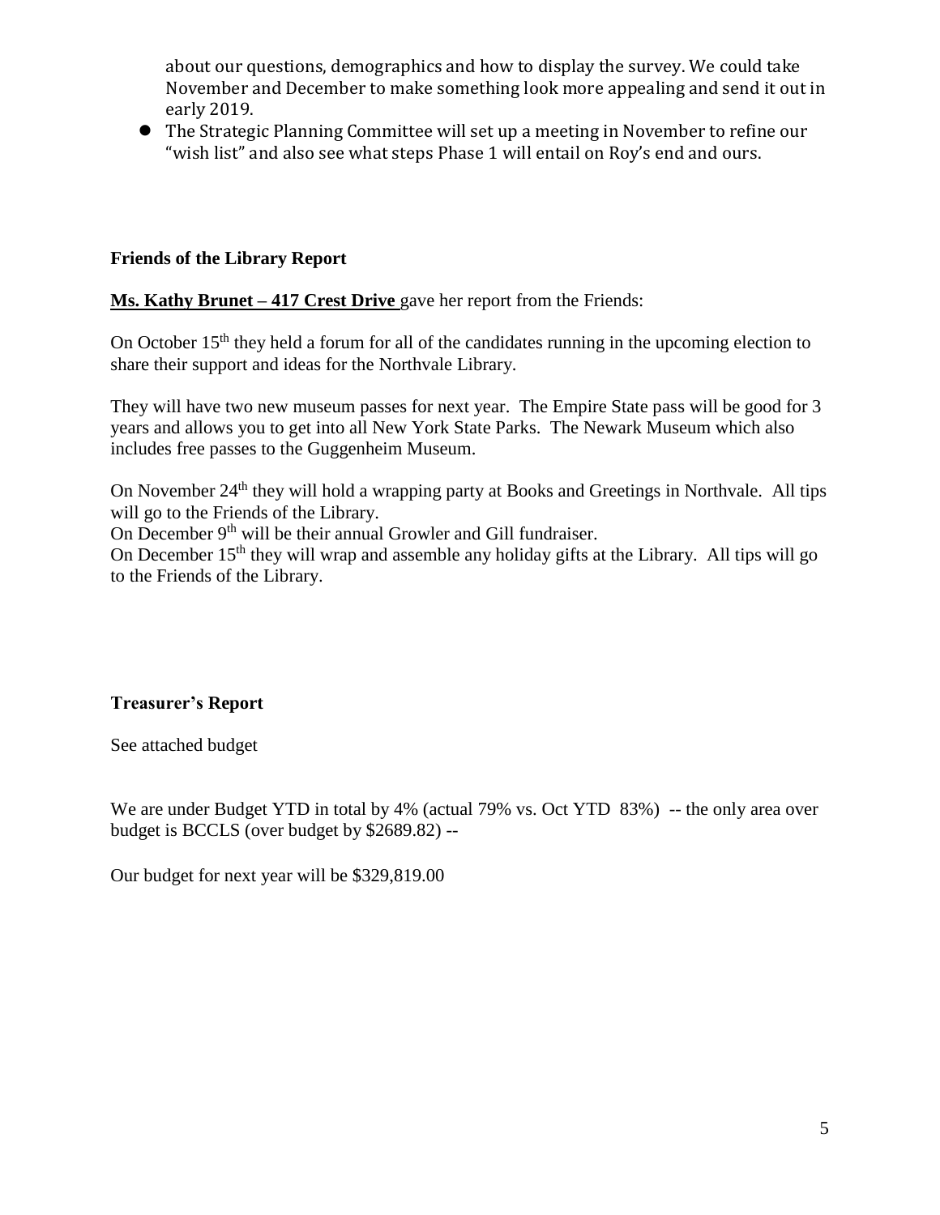about our questions, demographics and how to display the survey. We could take November and December to make something look more appealing and send it out in early 2019.

- The Strategic Planning Committee will set up a meeting in November to refine our “wish list” and also see what steps Phase 1 will entail on Roy’s end and ours.

**Friends of the Library Report**

**Ms. Kathy Brunet – 417 Crest Drive** gave her report from the Friends:

On October 15th they held a forum for all of the candidates running in the upcoming election to share their support and ideas for the Northvale Library.

They will have two new museum passes for next year. The Empire State pass will be good for 3 years and allows you to get into all New York State Parks. The Newark Museum which also includes free passes to the Guggenheim Museum.

On November 24th they will hold a wrapping party at Books and Greetings in Northvale. All tips will go to the Friends of the Library.
On December 9th will be their annual Growler and Gill fundraiser.
On December 15th they will wrap and assemble any holiday gifts at the Library. All tips will go to the Friends of the Library.

**Treasurer’s Report**

See attached budget

We are under Budget YTD in total by 4% (actual 79% vs. Oct YTD 83%) -- the only area over budget is BCCLS (over budget by $2689.82) --

Our budget for next year will be $329,819.00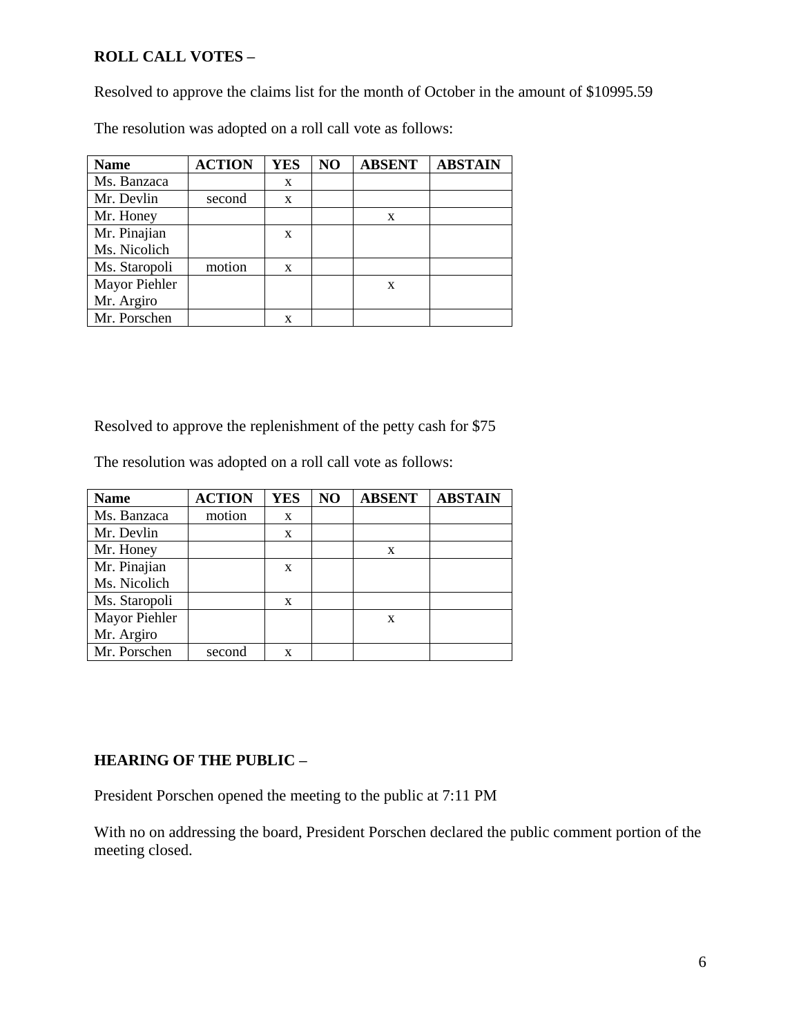**ROLL CALL VOTES –**

Resolved to approve the claims list for the month of October in the amount of $10995.59

The resolution was adopted on a roll call vote as follows:

| Name | ACTION | YES | NO | ABSENT | ABSTAIN |
|---|---|---|---|---|---|
| Ms. Banzaca | | x | | | |
| Mr. Devlin | second | x | | | |
| Mr. Honey | | | | x | |
| Mr. Pinajian<br>Ms. Nicolich | | x | | | |
| Ms. Staropoli | motion | x | | | |
| Mayor Piehler<br>Mr. Argiro | | | | x | |
| Mr. Porschen | | x | | | |

Resolved to approve the replenishment of the petty cash for $75

The resolution was adopted on a roll call vote as follows:

| Name | ACTION | YES | NO | ABSENT | ABSTAIN |
|---|---|---|---|---|---|
| Ms. Banzaca | motion | x | | | |
| Mr. Devlin | | x | | | |
| Mr. Honey | | | | x | |
| Mr. Pinajian<br>Ms. Nicolich | | x | | | |
| Ms. Staropoli | | x | | | |
| Mayor Piehler<br>Mr. Argiro | | | | x | |
| Mr. Porschen | second | x | | | |

**HEARING OF THE PUBLIC –**

President Porschen opened the meeting to the public at 7:11 PM

With no on addressing the board, President Porschen declared the public comment portion of the meeting closed.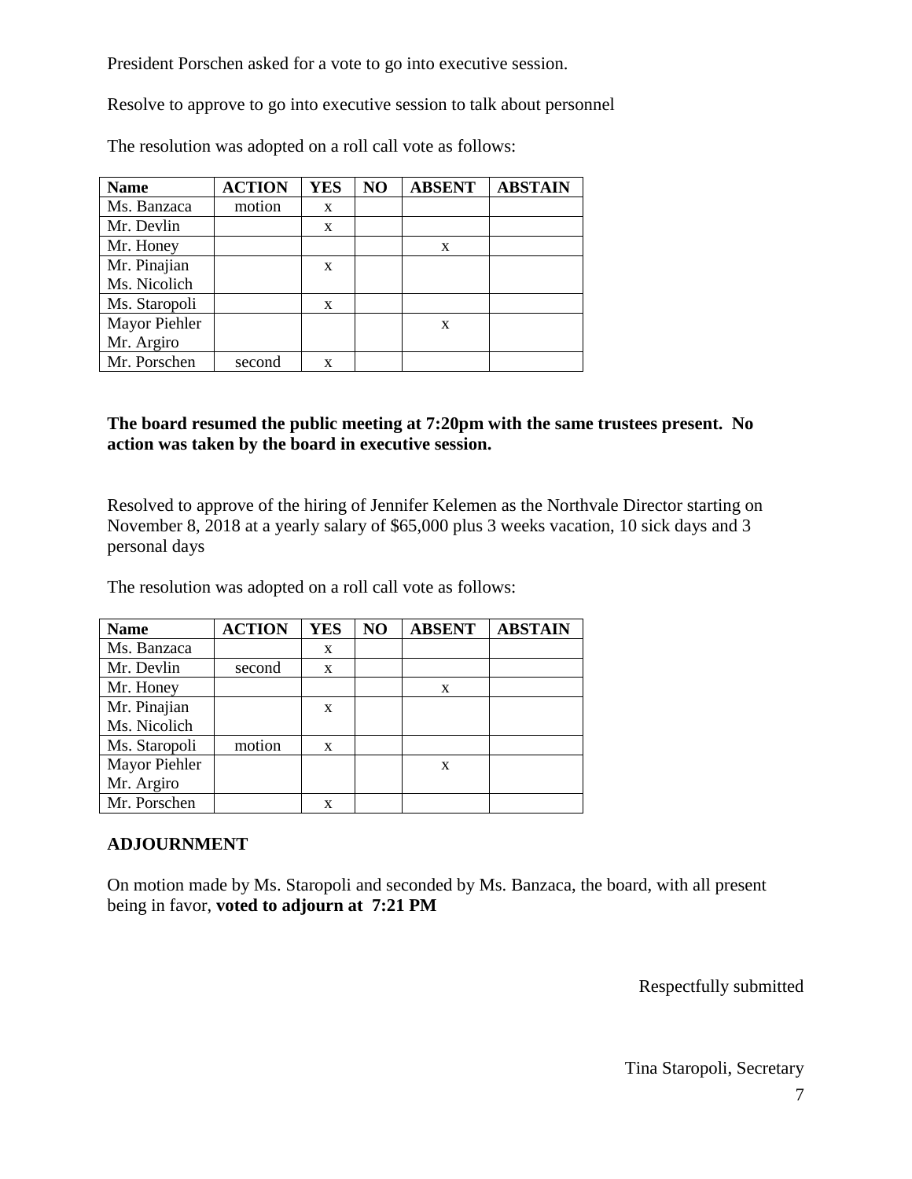President Porschen asked for a vote to go into executive session.

Resolve to approve to go into executive session to talk about personnel

The resolution was adopted on a roll call vote as follows:

| Name | ACTION | YES | NO | ABSENT | ABSTAIN |
|---|---|---|---|---|---|
| Ms. Banzaca | motion | x | | | |
| Mr. Devlin | | x | | | |
| Mr. Honey | | | | x | |
| Mr. Pinajian<br>Ms. Nicolich | | x | | | |
| Ms. Staropoli | | x | | | |
| Mayor Piehler<br>Mr. Argiro | | | | x | |
| Mr. Porschen | second | x | | | |

**The board resumed the public meeting at 7:20pm with the same trustees present. No action was taken by the board in executive session.**

Resolved to approve of the hiring of Jennifer Kelemen as the Northvale Director starting on November 8, 2018 at a yearly salary of $65,000 plus 3 weeks vacation, 10 sick days and 3 personal days

The resolution was adopted on a roll call vote as follows:

| Name | ACTION | YES | NO | ABSENT | ABSTAIN |
|---|---|---|---|---|---|
| Ms. Banzaca | | x | | | |
| Mr. Devlin | second | x | | | |
| Mr. Honey | | | | x | |
| Mr. Pinajian<br>Ms. Nicolich | | x | | | |
| Ms. Staropoli | motion | x | | | |
| Mayor Piehler<br>Mr. Argiro | | | | x | |
| Mr. Porschen | | x | | | |

## ADJOURNMENT

On motion made by Ms. Staropoli and seconded by Ms. Banzaca, the board, with all present being in favor, **voted to adjourn at 7:21 PM**

Respectfully submitted

Tina Staropoli, Secretary